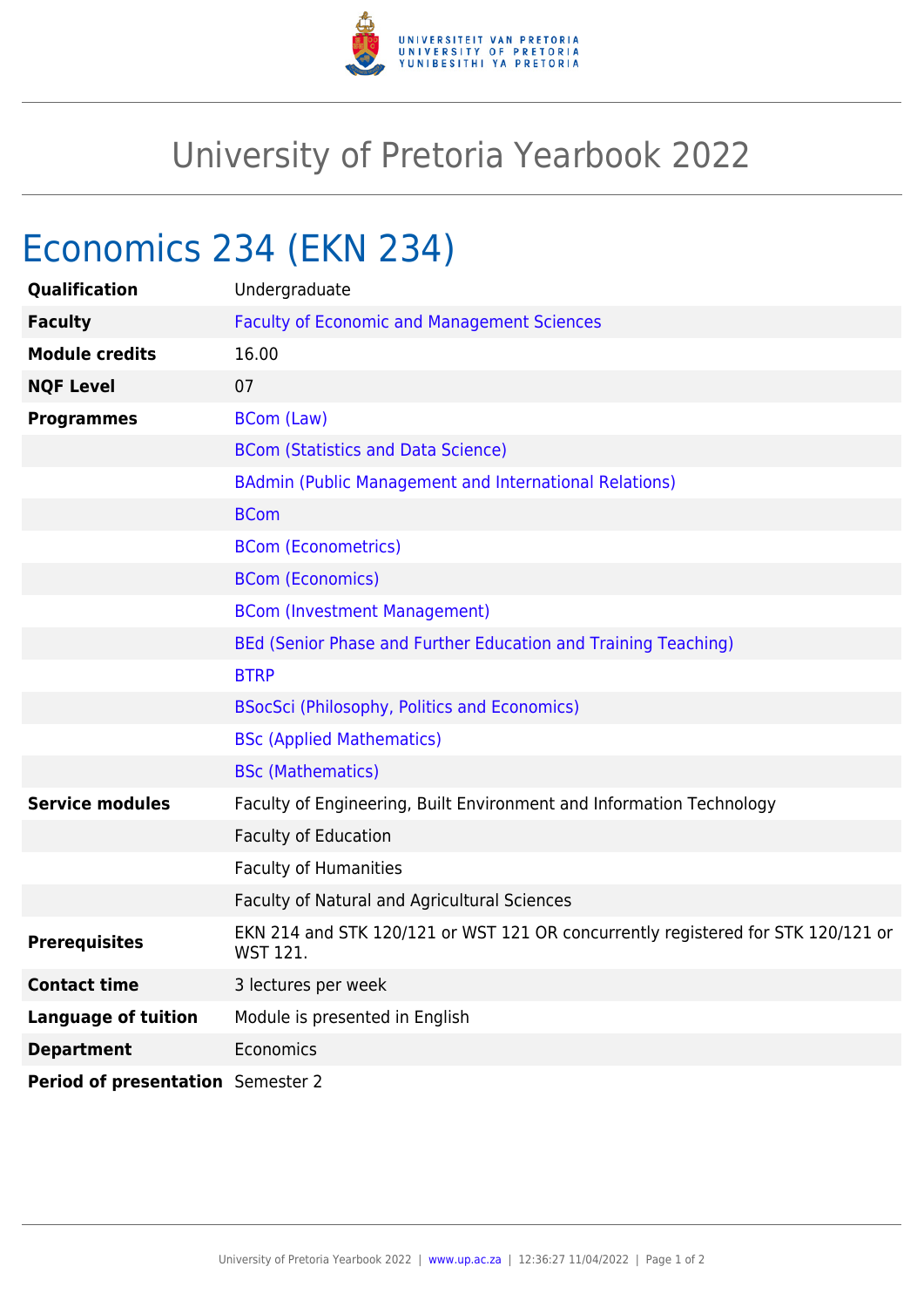# University of Pretoria Yearbook 2022

## Economics 234 (EKN 234)

| | |
|---|---|
| **Qualification** | Undergraduate |
| **Faculty** | Faculty of Economic and Management Sciences |
| **Module credits** | 16.00 |
| **NQF Level** | 07 |
| **Programmes** | BCom (Law) |
| | BCom (Statistics and Data Science) |
| | BAdmin (Public Management and International Relations) |
| | BCom |
| | BCom (Econometrics) |
| | BCom (Economics) |
| | BCom (Investment Management) |
| | BEd (Senior Phase and Further Education and Training Teaching) |
| | BTRP |
| | BSocSci (Philosophy, Politics and Economics) |
| | BSc (Applied Mathematics) |
| | BSc (Mathematics) |
| **Service modules** | Faculty of Engineering, Built Environment and Information Technology |
| | Faculty of Education |
| | Faculty of Humanities |
| | Faculty of Natural and Agricultural Sciences |
| **Prerequisites** | EKN 214 and STK 120/121 or WST 121 OR concurrently registered for STK 120/121 or WST 121. |
| **Contact time** | 3 lectures per week |
| **Language of tuition** | Module is presented in English |
| **Department** | Economics |
| **Period of presentation** | Semester 2 |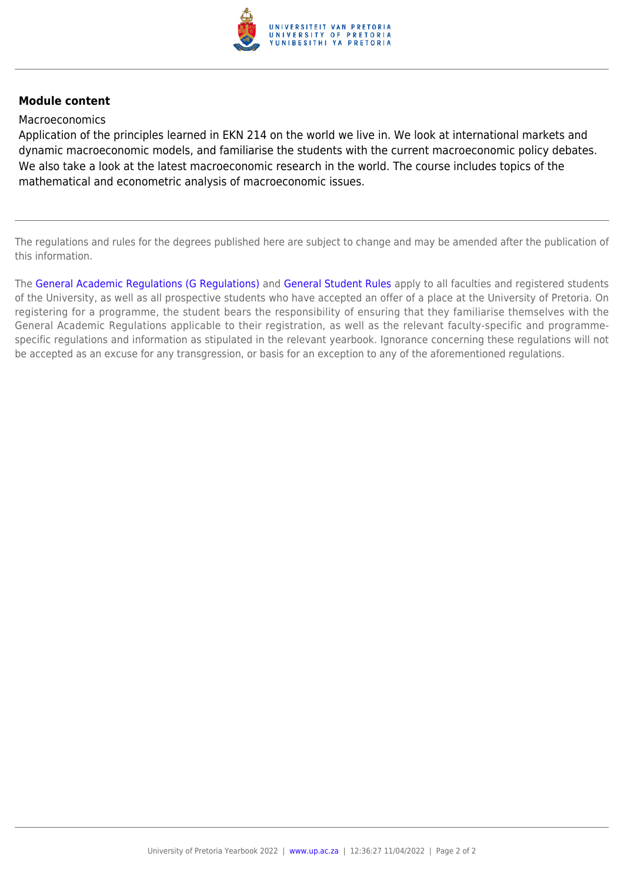**Module content**

Macroeconomics

Application of the principles learned in EKN 214 on the world we live in. We look at international markets and dynamic macroeconomic models, and familiarise the students with the current macroeconomic policy debates. We also take a look at the latest macroeconomic research in the world. The course includes topics of the mathematical and econometric analysis of macroeconomic issues.

The regulations and rules for the degrees published here are subject to change and may be amended after the publication of this information.

The General Academic Regulations (G Regulations) and General Student Rules apply to all faculties and registered students of the University, as well as all prospective students who have accepted an offer of a place at the University of Pretoria. On registering for a programme, the student bears the responsibility of ensuring that they familiarise themselves with the General Academic Regulations applicable to their registration, as well as the relevant faculty-specific and programme-specific regulations and information as stipulated in the relevant yearbook. Ignorance concerning these regulations will not be accepted as an excuse for any transgression, or basis for an exception to any of the aforementioned regulations.